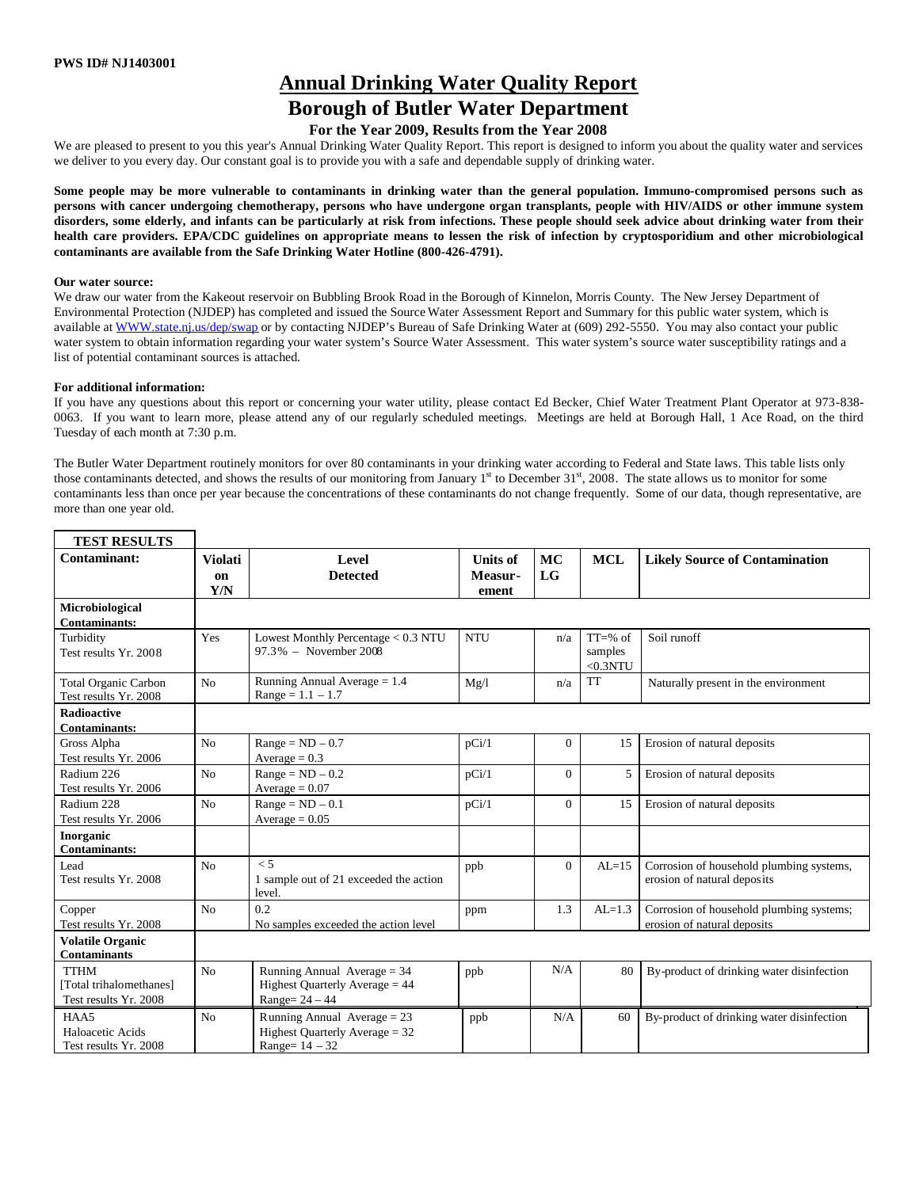PWS ID# NJ1403001

# Annual Drinking Water Quality Report

## Borough of Butler Water Department

### For the Year 2009, Results from the Year 2008

We are pleased to present to you this year's Annual Drinking Water Quality Report. This report is designed to inform you about the quality water and services we deliver to you every day. Our constant goal is to provide you with a safe and dependable supply of drinking water.

**Some people may be more vulnerable to contaminants in drinking water than the general population. Immuno-compromised persons such as persons with cancer undergoing chemotherapy, persons who have undergone organ transplants, people with HIV/AIDS or other immune system disorders, some elderly, and infants can be particularly at risk from infections. These people should seek advice about drinking water from their health care providers. EPA/CDC guidelines on appropriate means to lessen the risk of infection by cryptosporidium and other microbiological contaminants are available from the Safe Drinking Water Hotline (800-426-4791).**

**Our water source:**

We draw our water from the Kakeout reservoir on Bubbling Brook Road in the Borough of Kinnelon, Morris County. The New Jersey Department of Environmental Protection (NJDEP) has completed and issued the Source Water Assessment Report and Summary for this public water system, which is available at WWW.state.nj.us/dep/swap or by contacting NJDEP's Bureau of Safe Drinking Water at (609) 292-5550. You may also contact your public water system to obtain information regarding your water system's Source Water Assessment. This water system's source water susceptibility ratings and a list of potential contaminant sources is attached.

**For additional information:**

If you have any questions about this report or concerning your water utility, please contact Ed Becker, Chief Water Treatment Plant Operator at 973-838-0063. If you want to learn more, please attend any of our regularly scheduled meetings. Meetings are held at Borough Hall, 1 Ace Road, on the third Tuesday of each month at 7:30 p.m.

The Butler Water Department routinely monitors for over 80 contaminants in your drinking water according to Federal and State laws. This table lists only those contaminants detected, and shows the results of our monitoring from January 1st to December 31st, 2008. The state allows us to monitor for some contaminants less than once per year because the concentrations of these contaminants do not change frequently. Some of our data, though representative, are more than one year old.

**TEST RESULTS**

| Contaminant: | Violation Y/N | Level Detected | Units of Measurement | MCLG | MCL | Likely Source of Contamination |
|---|---|---|---|---|---|---|
| **Microbiological Contaminants:** | | | | | | |
| Turbidity<br>Test results Yr. 2008 | Yes | Lowest Monthly Percentage < 0.3 NTU<br>97.3% – November 2008 | NTU | n/a | TT=% of samples <0.3NTU | Soil runoff |
| Total Organic Carbon<br>Test results Yr. 2008 | No | Running Annual Average = 1.4<br>Range = 1.1 – 1.7 | Mg/l | n/a | TT | Naturally present in the environment |
| **Radioactive Contaminants:** | | | | | | |
| Gross Alpha<br>Test results Yr. 2006 | No | Range = ND – 0.7<br>Average = 0.3 | pCi/1 | 0 | 15 | Erosion of natural deposits |
| Radium 226<br>Test results Yr. 2006 | No | Range = ND – 0.2<br>Average = 0.07 | pCi/1 | 0 | 5 | Erosion of natural deposits |
| Radium 228<br>Test results Yr. 2006 | No | Range = ND – 0.1<br>Average = 0.05 | pCi/1 | 0 | 15 | Erosion of natural deposits |
| **Inorganic Contaminants:** | | | | | | |
| Lead<br>Test results Yr. 2008 | No | < 5<br>1 sample out of 21 exceeded the action level. | ppb | 0 | AL=15 | Corrosion of household plumbing systems, erosion of natural deposits |
| Copper<br>Test results Yr. 2008 | No | 0.2<br>No samples exceeded the action level | ppm | 1.3 | AL=1.3 | Corrosion of household plumbing systems; erosion of natural deposits |
| **Volatile Organic Contaminants** | | | | | | |
| TTHM<br>[Total trihalomethanes]<br>Test results Yr. 2008 | No | Running Annual Average = 34<br>Highest Quarterly Average = 44<br>Range= 24 – 44 | ppb | N/A | 80 | By-product of drinking water disinfection |
| HAA5<br>Haloacetic Acids<br>Test results Yr. 2008 | No | Running Annual Average = 23<br>Highest Quarterly Average = 32<br>Range= 14 – 32 | ppb | N/A | 60 | By-product of drinking water disinfection |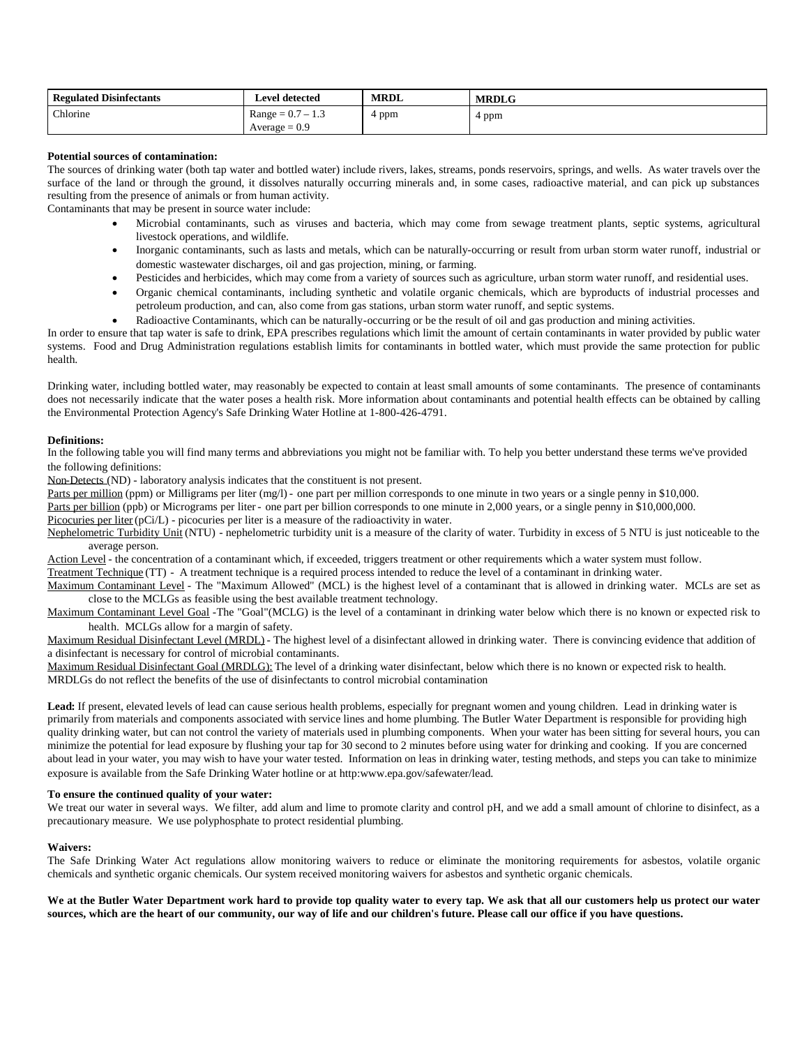| Regulated Disinfectants | Level detected | MRDL | MRDLG |
|---|---|---|---|
| Chlorine | Range = 0.7 – 1.3<br>Average = 0.9 | 4 ppm | 4 ppm |

**Potential sources of contamination:**

The sources of drinking water (both tap water and bottled water) include rivers, lakes, streams, ponds reservoirs, springs, and wells. As water travels over the surface of the land or through the ground, it dissolves naturally occurring minerals and, in some cases, radioactive material, and can pick up substances resulting from the presence of animals or from human activity.

Contaminants that may be present in source water include:

- Microbial contaminants, such as viruses and bacteria, which may come from sewage treatment plants, septic systems, agricultural livestock operations, and wildlife.
- Inorganic contaminants, such as lasts and metals, which can be naturally-occurring or result from urban storm water runoff, industrial or domestic wastewater discharges, oil and gas projection, mining, or farming.
- Pesticides and herbicides, which may come from a variety of sources such as agriculture, urban storm water runoff, and residential uses.
- Organic chemical contaminants, including synthetic and volatile organic chemicals, which are byproducts of industrial processes and petroleum production, and can, also come from gas stations, urban storm water runoff, and septic systems.
- Radioactive Contaminants, which can be naturally-occurring or be the result of oil and gas production and mining activities.

In order to ensure that tap water is safe to drink, EPA prescribes regulations which limit the amount of certain contaminants in water provided by public water systems. Food and Drug Administration regulations establish limits for contaminants in bottled water, which must provide the same protection for public health.

Drinking water, including bottled water, may reasonably be expected to contain at least small amounts of some contaminants. The presence of contaminants does not necessarily indicate that the water poses a health risk. More information about contaminants and potential health effects can be obtained by calling the Environmental Protection Agency's Safe Drinking Water Hotline at 1-800-426-4791.

**Definitions:**

In the following table you will find many terms and abbreviations you might not be familiar with. To help you better understand these terms we've provided the following definitions:

Non-Detects (ND) - laboratory analysis indicates that the constituent is not present.

Parts per million (ppm) or Milligrams per liter (mg/l) - one part per million corresponds to one minute in two years or a single penny in $10,000.

Parts per billion (ppb) or Micrograms per liter - one part per billion corresponds to one minute in 2,000 years, or a single penny in $10,000,000.

Picocuries per liter (pCi/L) - picocuries per liter is a measure of the radioactivity in water.

Nephelometric Turbidity Unit (NTU) - nephelometric turbidity unit is a measure of the clarity of water. Turbidity in excess of 5 NTU is just noticeable to the average person.

Action Level - the concentration of a contaminant which, if exceeded, triggers treatment or other requirements which a water system must follow.

Treatment Technique (TT) - A treatment technique is a required process intended to reduce the level of a contaminant in drinking water.

Maximum Contaminant Level - The "Maximum Allowed" (MCL) is the highest level of a contaminant that is allowed in drinking water. MCLs are set as close to the MCLGs as feasible using the best available treatment technology.

Maximum Contaminant Level Goal -The "Goal"(MCLG) is the level of a contaminant in drinking water below which there is no known or expected risk to health. MCLGs allow for a margin of safety.

Maximum Residual Disinfectant Level (MRDL) - The highest level of a disinfectant allowed in drinking water. There is convincing evidence that addition of a disinfectant is necessary for control of microbial contaminants.

Maximum Residual Disinfectant Goal (MRDLG): The level of a drinking water disinfectant, below which there is no known or expected risk to health. MRDLGs do not reflect the benefits of the use of disinfectants to control microbial contamination

**Lead:** If present, elevated levels of lead can cause serious health problems, especially for pregnant women and young children. Lead in drinking water is primarily from materials and components associated with service lines and home plumbing. The Butler Water Department is responsible for providing high quality drinking water, but can not control the variety of materials used in plumbing components. When your water has been sitting for several hours, you can minimize the potential for lead exposure by flushing your tap for 30 second to 2 minutes before using water for drinking and cooking. If you are concerned about lead in your water, you may wish to have your water tested. Information on leas in drinking water, testing methods, and steps you can take to minimize exposure is available from the Safe Drinking Water hotline or at http:www.epa.gov/safewater/lead.

**To ensure the continued quality of your water:**

We treat our water in several ways. We filter, add alum and lime to promote clarity and control pH, and we add a small amount of chlorine to disinfect, as a precautionary measure. We use polyphosphate to protect residential plumbing.

**Waivers:**

The Safe Drinking Water Act regulations allow monitoring waivers to reduce or eliminate the monitoring requirements for asbestos, volatile organic chemicals and synthetic organic chemicals. Our system received monitoring waivers for asbestos and synthetic organic chemicals.

**We at the Butler Water Department work hard to provide top quality water to every tap. We ask that all our customers help us protect our water sources, which are the heart of our community, our way of life and our children's future. Please call our office if you have questions.**